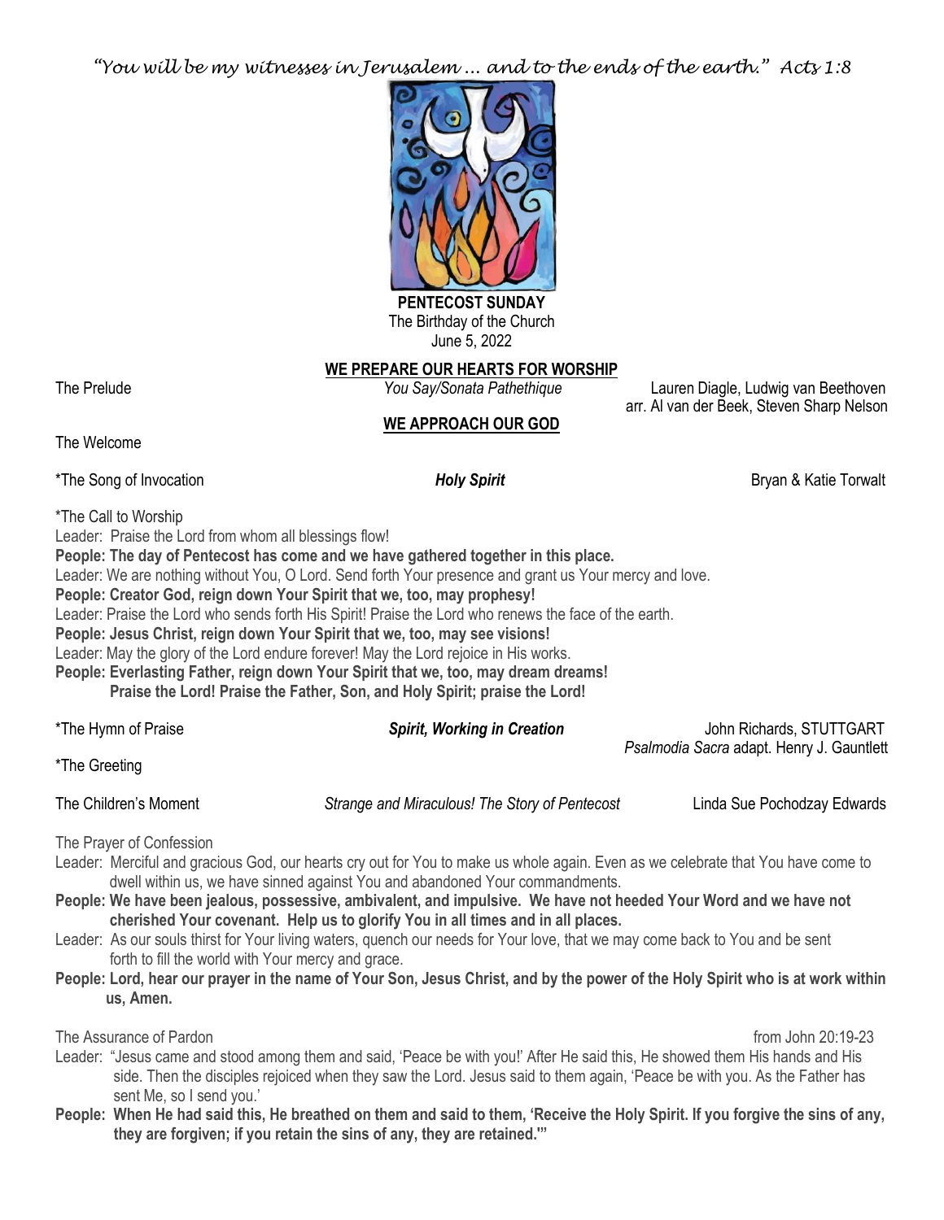*"You will be my witnesses in Jerusalem … and to the ends of the earth." Acts 1:8*

**PENTECOST SUNDAY**
The Birthday of the Church
June 5, 2022

## WE PREPARE OUR HEARTS FOR WORSHIP

The Prelude — *You Say/Sonata Pathethique* — Lauren Diagle, Ludwig van Beethoven arr. Al van der Beek, Steven Sharp Nelson

## WE APPROACH OUR GOD

The Welcome

*The Song of Invocation — ***Holy Spirit*** — Bryan & Katie Torwalt

*The Call to Worship

Leader: Praise the Lord from whom all blessings flow!

**People: The day of Pentecost has come and we have gathered together in this place.**

Leader: We are nothing without You, O Lord. Send forth Your presence and grant us Your mercy and love.

**People: Creator God, reign down Your Spirit that we, too, may prophesy!**

Leader: Praise the Lord who sends forth His Spirit! Praise the Lord who renews the face of the earth.

**People: Jesus Christ, reign down Your Spirit that we, too, may see visions!**

Leader: May the glory of the Lord endure forever! May the Lord rejoice in His works.

**People: Everlasting Father, reign down Your Spirit that we, too, may dream dreams! Praise the Lord! Praise the Father, Son, and Holy Spirit; praise the Lord!**

*The Hymn of Praise — ***Spirit, Working in Creation*** — John Richards, STUTTGART *Psalmodia Sacra* adapt. Henry J. Gauntlett

*The Greeting

The Children's Moment — *Strange and Miraculous! The Story of Pentecost* — Linda Sue Pochodzay Edwards

The Prayer of Confession

Leader: Merciful and gracious God, our hearts cry out for You to make us whole again. Even as we celebrate that You have come to dwell within us, we have sinned against You and abandoned Your commandments.

**People: We have been jealous, possessive, ambivalent, and impulsive. We have not heeded Your Word and we have not cherished Your covenant. Help us to glorify You in all times and in all places.**

Leader: As our souls thirst for Your living waters, quench our needs for Your love, that we may come back to You and be sent forth to fill the world with Your mercy and grace.

**People: Lord, hear our prayer in the name of Your Son, Jesus Christ, and by the power of the Holy Spirit who is at work within us, Amen.**

The Assurance of Pardon — from John 20:19-23

Leader: "Jesus came and stood among them and said, 'Peace be with you!' After He said this, He showed them His hands and His side. Then the disciples rejoiced when they saw the Lord. Jesus said to them again, 'Peace be with you. As the Father has sent Me, so I send you.'

**People: When He had said this, He breathed on them and said to them, 'Receive the Holy Spirit. If you forgive the sins of any, they are forgiven; if you retain the sins of any, they are retained.'"**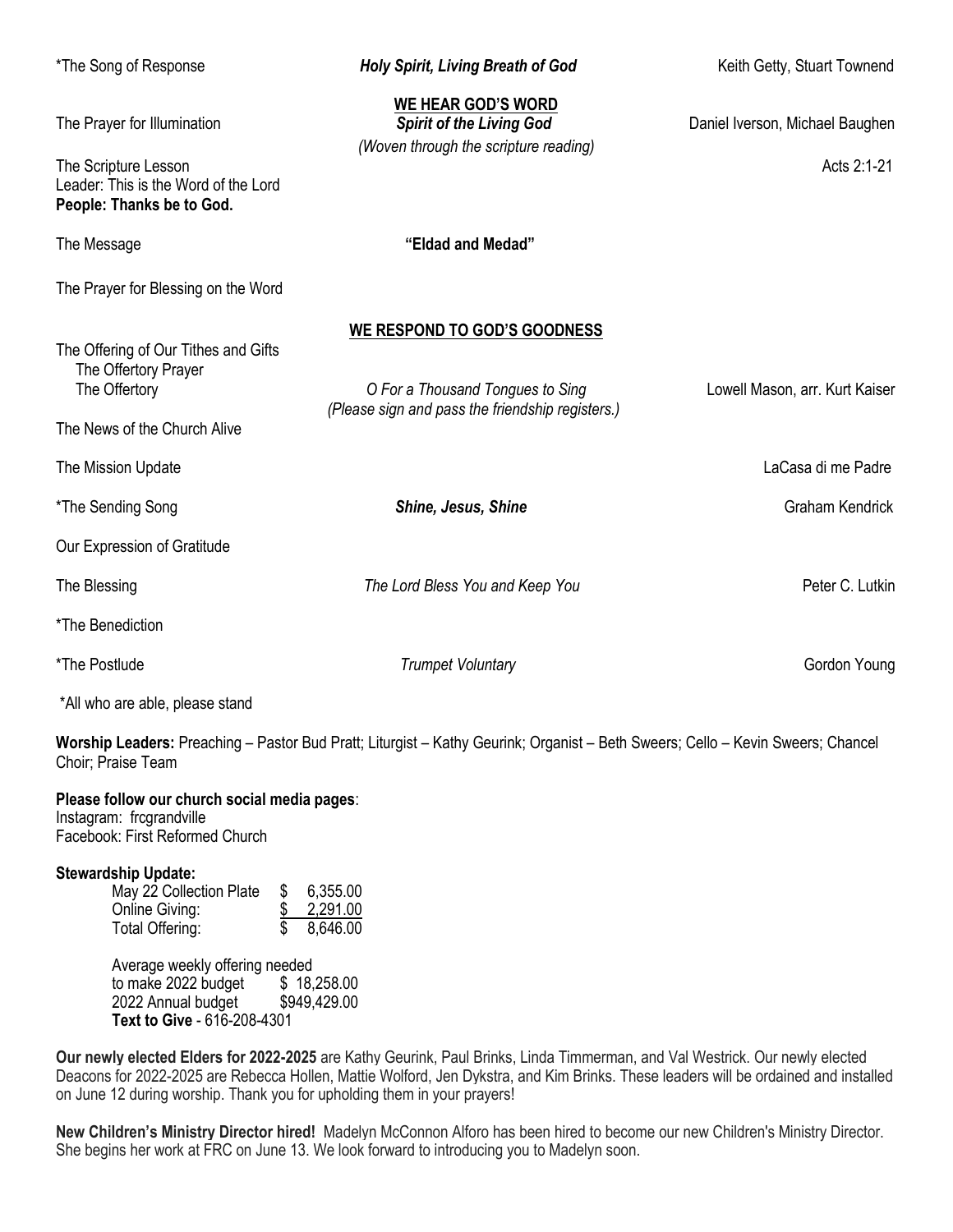| | | |
|---|---|---|
| *The Song of Response | ***Holy Spirit, Living Breath of God*** | Keith Getty, Stuart Townend |

## WE HEAR GOD'S WORD

| | | |
|---|---|---|
| The Prayer for Illumination | ***Spirit of the Living God*** *(Woven through the scripture reading)* | Daniel Iverson, Michael Baughen |
| The Scripture Lesson | | Acts 2:1-21 |

Leader: This is the Word of the Lord
**People: Thanks be to God.**

| | | |
|---|---|---|
| The Message | **"Eldad and Medad"** | |
| The Prayer for Blessing on the Word | | |

## WE RESPOND TO GOD'S GOODNESS

| | | |
|---|---|---|
| The Offering of Our Tithes and Gifts | | |
| The Offertory Prayer | | |
| The Offertory | *O For a Thousand Tongues to Sing* *(Please sign and pass the friendship registers.)* | Lowell Mason, arr. Kurt Kaiser |
| The News of the Church Alive | | |
| The Mission Update | | LaCasa di me Padre |
| *The Sending Song | ***Shine, Jesus, Shine*** | Graham Kendrick |
| Our Expression of Gratitude | | |
| The Blessing | *The Lord Bless You and Keep You* | Peter C. Lutkin |
| *The Benediction | | |
| *The Postlude | *Trumpet Voluntary* | Gordon Young |

*All who are able, please stand

**Worship Leaders:** Preaching – Pastor Bud Pratt; Liturgist – Kathy Geurink; Organist – Beth Sweers; Cello – Kevin Sweers; Chancel Choir; Praise Team

**Please follow our church social media pages**:
Instagram: frcgrandville
Facebook: First Reformed Church

**Stewardship Update:**

| | |
|---|---|
| May 22 Collection Plate | $ 6,355.00 |
| Online Giving: | $ 2,291.00 |
| Total Offering: | $ 8,646.00 |

| | |
|---|---|
| Average weekly offering needed to make 2022 budget | $ 18,258.00 |
| 2022 Annual budget | $949,429.00 |

**Text to Give** - 616-208-4301

**Our newly elected Elders for 2022-2025** are Kathy Geurink, Paul Brinks, Linda Timmerman, and Val Westrick. Our newly elected Deacons for 2022-2025 are Rebecca Hollen, Mattie Wolford, Jen Dykstra, and Kim Brinks. These leaders will be ordained and installed on June 12 during worship. Thank you for upholding them in your prayers!

**New Children's Ministry Director hired!** Madelyn McConnon Alforo has been hired to become our new Children's Ministry Director. She begins her work at FRC on June 13. We look forward to introducing you to Madelyn soon.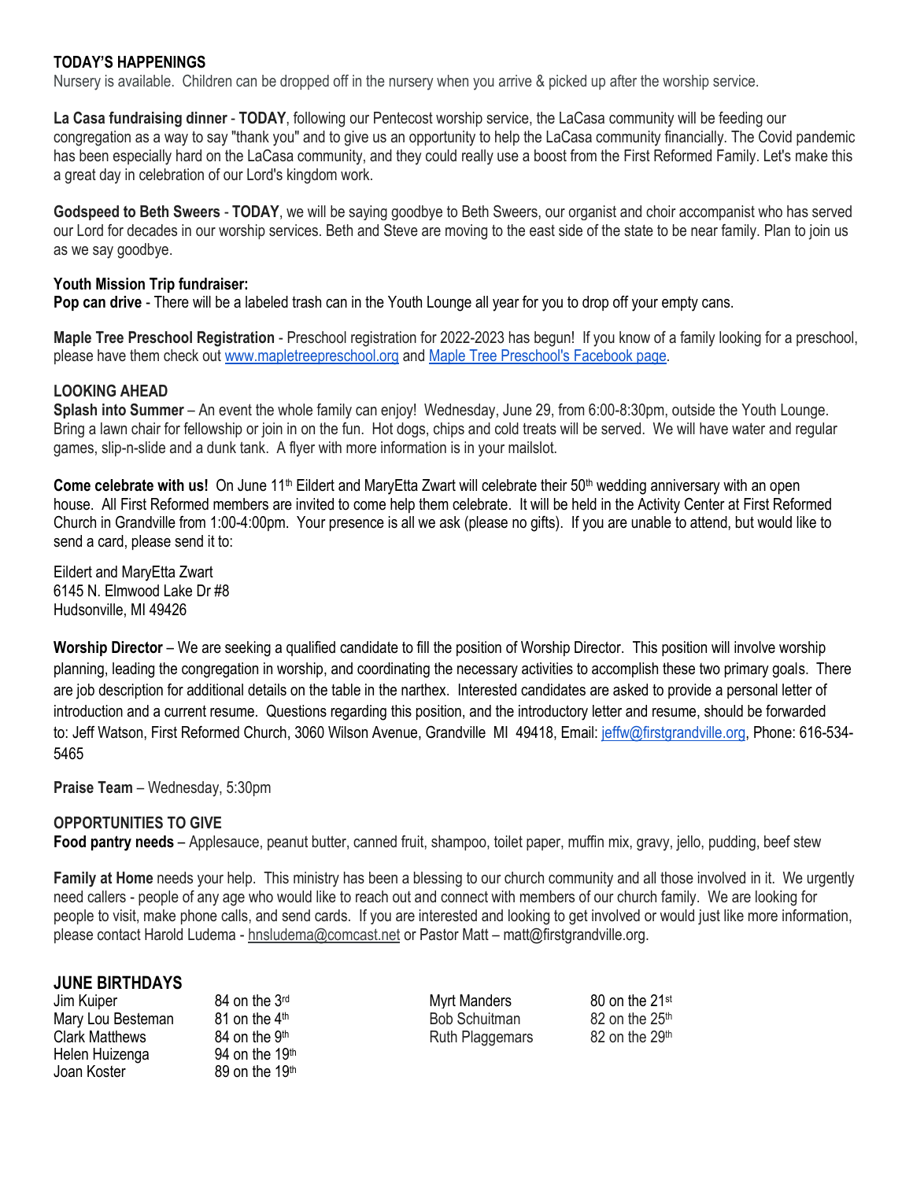## TODAY'S HAPPENINGS

Nursery is available. Children can be dropped off in the nursery when you arrive & picked up after the worship service.

**La Casa fundraising dinner** - **TODAY**, following our Pentecost worship service, the LaCasa community will be feeding our congregation as a way to say "thank you" and to give us an opportunity to help the LaCasa community financially. The Covid pandemic has been especially hard on the LaCasa community, and they could really use a boost from the First Reformed Family. Let's make this a great day in celebration of our Lord's kingdom work.

**Godspeed to Beth Sweers** - **TODAY**, we will be saying goodbye to Beth Sweers, our organist and choir accompanist who has served our Lord for decades in our worship services. Beth and Steve are moving to the east side of the state to be near family. Plan to join us as we say goodbye.

**Youth Mission Trip fundraiser:**
**Pop can drive** - There will be a labeled trash can in the Youth Lounge all year for you to drop off your empty cans.

**Maple Tree Preschool Registration** - Preschool registration for 2022-2023 has begun! If you know of a family looking for a preschool, please have them check out www.mapletreepreschool.org and Maple Tree Preschool's Facebook page.

## LOOKING AHEAD

**Splash into Summer** – An event the whole family can enjoy! Wednesday, June 29, from 6:00-8:30pm, outside the Youth Lounge. Bring a lawn chair for fellowship or join in on the fun. Hot dogs, chips and cold treats will be served. We will have water and regular games, slip-n-slide and a dunk tank. A flyer with more information is in your mailslot.

**Come celebrate with us!** On June 11th Eildert and MaryEtta Zwart will celebrate their 50th wedding anniversary with an open house. All First Reformed members are invited to come help them celebrate. It will be held in the Activity Center at First Reformed Church in Grandville from 1:00-4:00pm. Your presence is all we ask (please no gifts). If you are unable to attend, but would like to send a card, please send it to:

Eildert and MaryEtta Zwart
6145 N. Elmwood Lake Dr #8
Hudsonville, MI 49426

**Worship Director** – We are seeking a qualified candidate to fill the position of Worship Director. This position will involve worship planning, leading the congregation in worship, and coordinating the necessary activities to accomplish these two primary goals. There are job description for additional details on the table in the narthex. Interested candidates are asked to provide a personal letter of introduction and a current resume. Questions regarding this position, and the introductory letter and resume, should be forwarded to: Jeff Watson, First Reformed Church, 3060 Wilson Avenue, Grandville MI 49418, Email: jeffw@firstgrandville.org, Phone: 616-534-5465

**Praise Team** – Wednesday, 5:30pm

## OPPORTUNITIES TO GIVE

**Food pantry needs** – Applesauce, peanut butter, canned fruit, shampoo, toilet paper, muffin mix, gravy, jello, pudding, beef stew

**Family at Home** needs your help. This ministry has been a blessing to our church community and all those involved in it. We urgently need callers - people of any age who would like to reach out and connect with members of our church family. We are looking for people to visit, make phone calls, and send cards. If you are interested and looking to get involved or would just like more information, please contact Harold Ludema - hnsludema@comcast.net or Pastor Matt – matt@firstgrandville.org.

## JUNE BIRTHDAYS

| | |
|---|---|
| Jim Kuiper | 84 on the 3rd |
| Mary Lou Besteman | 81 on the 4th |
| Clark Matthews | 84 on the 9th |
| Helen Huizenga | 94 on the 19th |
| Joan Koster | 89 on the 19th |
| Myrt Manders | 80 on the 21st |
| Bob Schuitman | 82 on the 25th |
| Ruth Plaggemars | 82 on the 29th |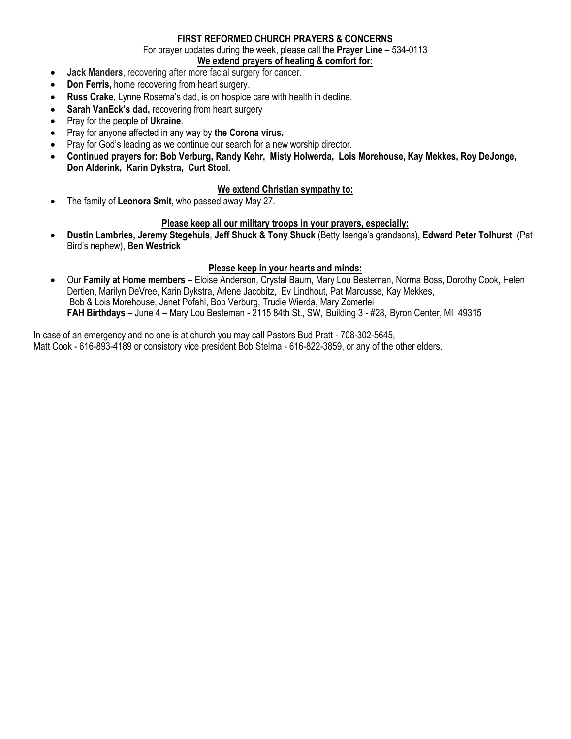**FIRST REFORMED CHURCH PRAYERS & CONCERNS**

For prayer updates during the week, please call the **Prayer Line** – 534-0113

**We extend prayers of healing & comfort for:**

- **Jack Manders**, recovering after more facial surgery for cancer.
- **Don Ferris,** home recovering from heart surgery.
- **Russ Crake**, Lynne Rosema's dad, is on hospice care with health in decline.
- **Sarah VanEck's dad,** recovering from heart surgery
- Pray for the people of **Ukraine**.
- Pray for anyone affected in any way by **the Corona virus.**
- Pray for God's leading as we continue our search for a new worship director.
- **Continued prayers for: Bob Verburg, Randy Kehr, Misty Holwerda, Lois Morehouse, Kay Mekkes, Roy DeJonge, Don Alderink, Karin Dykstra, Curt Stoel**.

**We extend Christian sympathy to:**

- The family of **Leonora Smit**, who passed away May 27.

**Please keep all our military troops in your prayers, especially:**

- **Dustin Lambries, Jeremy Stegehuis**, **Jeff Shuck & Tony Shuck** (Betty Isenga's grandsons)**, Edward Peter Tolhurst** (Pat Bird's nephew), **Ben Westrick**

**Please keep in your hearts and minds:**

- Our **Family at Home members** – Eloise Anderson, Crystal Baum, Mary Lou Besteman, Norma Boss, Dorothy Cook, Helen Dertien, Marilyn DeVree, Karin Dykstra, Arlene Jacobitz, Ev Lindhout, Pat Marcusse, Kay Mekkes, Bob & Lois Morehouse, Janet Pofahl, Bob Verburg, Trudie Wierda, Mary Zomerlei
  **FAH Birthdays** – June 4 – Mary Lou Besteman - 2115 84th St., SW, Building 3 - #28, Byron Center, MI 49315

In case of an emergency and no one is at church you may call Pastors Bud Pratt - 708-302-5645, Matt Cook - 616-893-4189 or consistory vice president Bob Stelma - 616-822-3859, or any of the other elders.